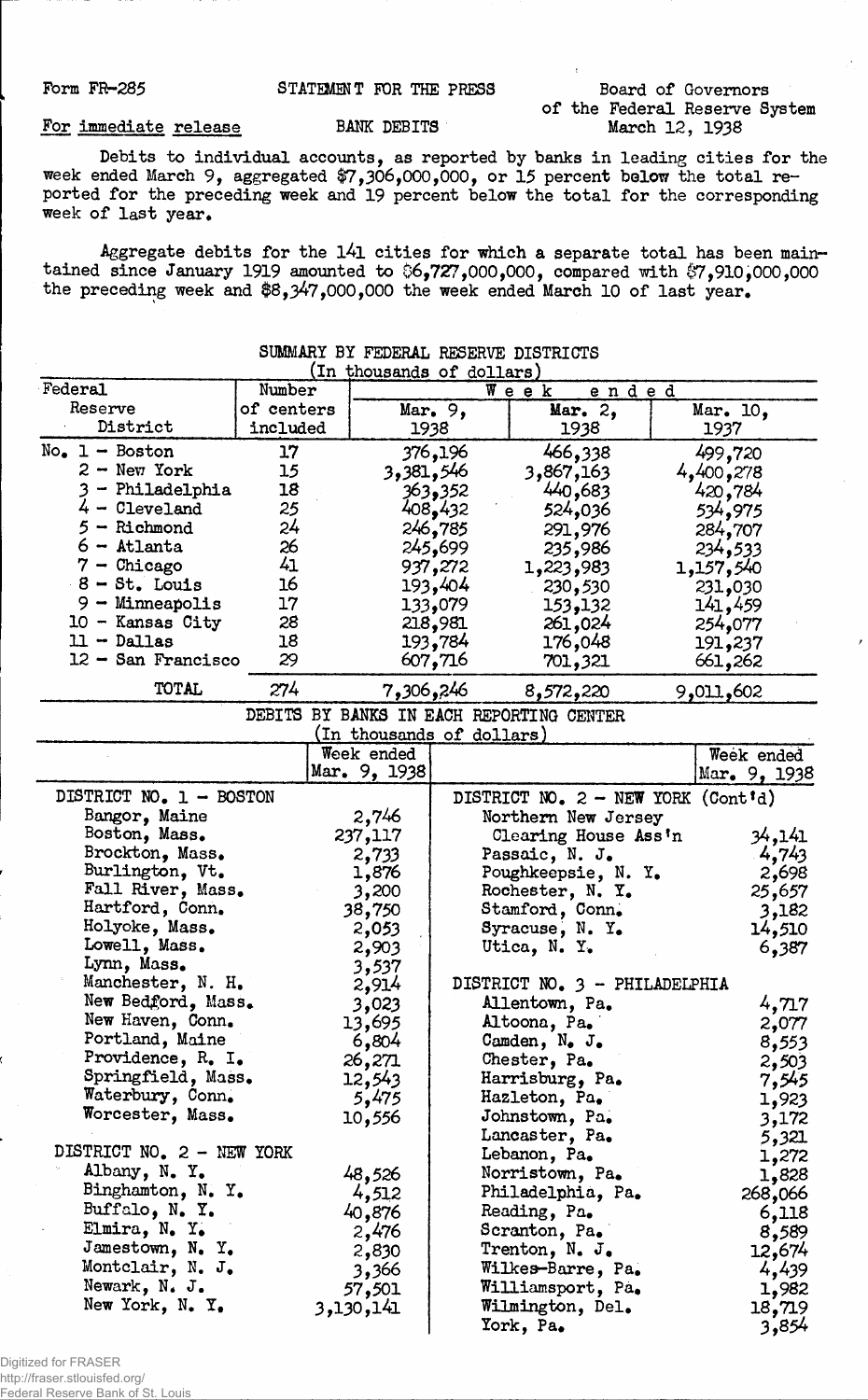Form FR-285 | STATEMENT FOR THE PRESS | Board of Governors of the Federal Reserve System

For immediate release | BANK DEBITS | March 12, 1938

Debits to individual accounts, as reported by banks in leading cities for the week ended March 9, aggregated $7,306,000,000, or 15 percent below the total reported for the preceding week and 19 percent below the total for the corresponding week of last year.

Aggregate debits for the 141 cities for which a separate total has been maintained since January 1919 amounted to $6,727,000,000, compared with $7,910,000,000 the preceding week and $8,347,000,000 the week ended March 10 of last year.

## SUMMARY BY FEDERAL RESERVE DISTRICTS

(In thousands of dollars)

| Federal Reserve District | Number of centers included | Week ended Mar. 9, 1938 | Week ended Mar. 2, 1938 | Week ended Mar. 10, 1937 |
|---|---|---|---|---|
| No. 1 - Boston | 17 | 376,196 | 466,338 | 499,720 |
| 2 - New York | 15 | 3,381,546 | 3,867,163 | 4,400,278 |
| 3 - Philadelphia | 18 | 363,352 | 440,683 | 420,784 |
| 4 - Cleveland | 25 | 408,432 | 524,036 | 534,975 |
| 5 - Richmond | 24 | 246,785 | 291,976 | 284,707 |
| 6 - Atlanta | 26 | 245,699 | 235,986 | 234,533 |
| 7 - Chicago | 41 | 937,272 | 1,223,983 | 1,157,540 |
| 8 - St. Louis | 16 | 193,404 | 230,530 | 231,030 |
| 9 - Minneapolis | 17 | 133,079 | 153,132 | 141,459 |
| 10 - Kansas City | 28 | 218,981 | 261,024 | 254,077 |
| 11 - Dallas | 18 | 193,784 | 176,048 | 191,237 |
| 12 - San Francisco | 29 | 607,716 | 701,321 | 661,262 |
| TOTAL | 274 | 7,306,246 | 8,572,220 | 9,011,602 |

## DEBITS BY BANKS IN EACH REPORTING CENTER

(In thousands of dollars)

| | Week ended Mar. 9, 1938 |
|---|---|
| **DISTRICT NO. 1 - BOSTON** | |
| Bangor, Maine | 2,746 |
| Boston, Mass. | 237,117 |
| Brockton, Mass. | 2,733 |
| Burlington, Vt. | 1,876 |
| Fall River, Mass. | 3,200 |
| Hartford, Conn. | 38,750 |
| Holyoke, Mass. | 2,053 |
| Lowell, Mass. | 2,903 |
| Lynn, Mass. | 3,537 |
| Manchester, N. H. | 2,914 |
| New Bedford, Mass. | 3,023 |
| New Haven, Conn. | 13,695 |
| Portland, Maine | 6,804 |
| Providence, R. I. | 26,271 |
| Springfield, Mass. | 12,543 |
| Waterbury, Conn. | 5,475 |
| Worcester, Mass. | 10,556 |
| **DISTRICT NO. 2 - NEW YORK** | |
| Albany, N. Y. | 48,526 |
| Binghamton, N. Y. | 4,512 |
| Buffalo, N. Y. | 40,876 |
| Elmira, N. Y. | 2,476 |
| Jamestown, N. Y. | 2,830 |
| Montclair, N. J. | 3,366 |
| Newark, N. J. | 57,501 |
| New York, N. Y. | 3,130,141 |
| **DISTRICT NO. 2 - NEW YORK (Cont'd)** | |
| Northern New Jersey Clearing House Ass'n | 34,141 |
| Passaic, N. J. | 4,743 |
| Poughkeepsie, N. Y. | 2,698 |
| Rochester, N. Y. | 25,657 |
| Stamford, Conn. | 3,182 |
| Syracuse, N. Y. | 14,510 |
| Utica, N. Y. | 6,387 |
| **DISTRICT NO. 3 - PHILADELPHIA** | |
| Allentown, Pa. | 4,717 |
| Altoona, Pa. | 2,077 |
| Camden, N. J. | 8,553 |
| Chester, Pa. | 2,503 |
| Harrisburg, Pa. | 7,545 |
| Hazleton, Pa. | 1,923 |
| Johnstown, Pa. | 3,172 |
| Lancaster, Pa. | 5,321 |
| Lebanon, Pa. | 1,272 |
| Norristown, Pa. | 1,828 |
| Philadelphia, Pa. | 268,066 |
| Reading, Pa. | 6,118 |
| Scranton, Pa. | 8,589 |
| Trenton, N. J. | 12,674 |
| Wilkes-Barre, Pa. | 4,439 |
| Williamsport, Pa. | 1,982 |
| Wilmington, Del. | 18,719 |
| York, Pa. | 3,854 |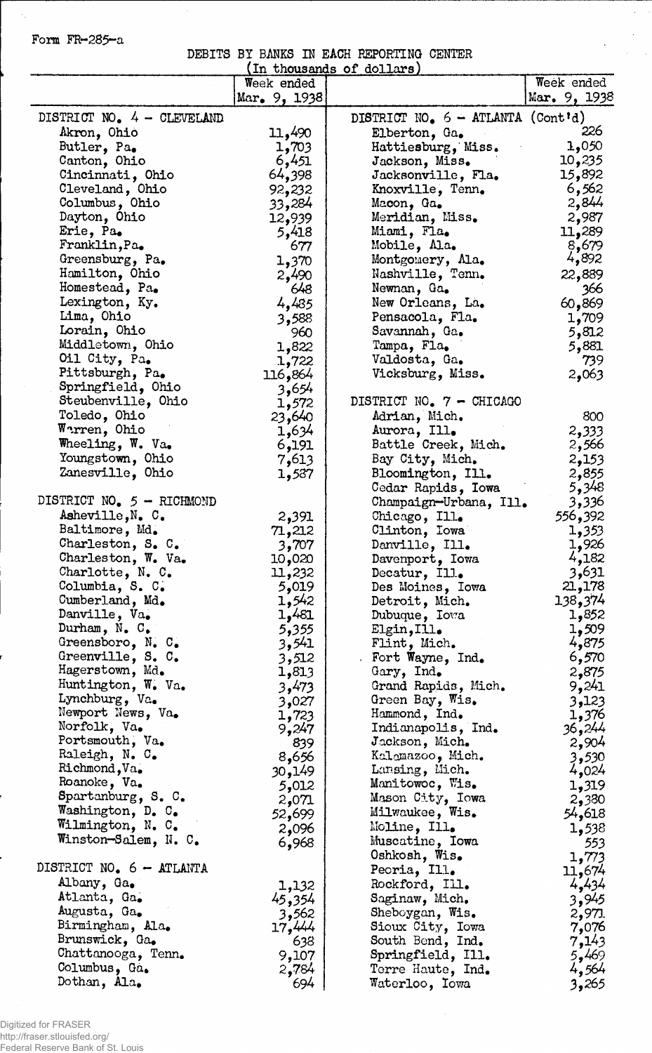Form FR-285-a

DEBITS BY BANKS IN EACH REPORTING CENTER
(In thousands of dollars)

| | Week ended Mar. 9, 1938 | | Week ended Mar. 9, 1938 |
|---|---|---|---|
| DISTRICT NO. 4 - CLEVELAND | | DISTRICT NO. 6 - ATLANTA (Cont'd) | |
| Akron, Ohio | 11,490 | Elberton, Ga. | 226 |
| Butler, Pa. | 1,703 | Hattiesburg, Miss. | 1,050 |
| Canton, Ohio | 6,451 | Jackson, Miss. | 10,235 |
| Cincinnati, Ohio | 64,398 | Jacksonville, Fla. | 15,892 |
| Cleveland, Ohio | 92,232 | Knoxville, Tenn. | 6,562 |
| Columbus, Ohio | 33,284 | Macon, Ga. | 2,844 |
| Dayton, Ohio | 12,939 | Meridian, Miss. | 2,987 |
| Erie, Pa. | 5,418 | Miami, Fla. | 11,289 |
| Franklin, Pa. | 677 | Mobile, Ala. | 8,679 |
| Greensburg, Pa. | 1,370 | Montgomery, Ala. | 4,892 |
| Hamilton, Ohio | 2,490 | Nashville, Tenn. | 22,889 |
| Homestead, Pa. | 648 | Newnan, Ga. | 366 |
| Lexington, Ky. | 4,485 | New Orleans, La. | 60,869 |
| Lima, Ohio | 3,588 | Pensacola, Fla. | 1,709 |
| Lorain, Ohio | 960 | Savannah, Ga. | 5,812 |
| Middletown, Ohio | 1,822 | Tampa, Fla. | 5,881 |
| Oil City, Pa. | 1,722 | Valdosta, Ga. | 739 |
| Pittsburgh, Pa. | 116,864 | Vicksburg, Miss. | 2,063 |
| Springfield, Ohio | 3,654 | | |
| Steubenville, Ohio | 1,572 | DISTRICT NO. 7 - CHICAGO | |
| Toledo, Ohio | 23,640 | Adrian, Mich. | 800 |
| Warren, Ohio | 1,634 | Aurora, Ill. | 2,333 |
| Wheeling, W. Va. | 6,191 | Battle Creek, Mich. | 2,566 |
| Youngstown, Ohio | 7,613 | Bay City, Mich. | 2,153 |
| Zanesville, Ohio | 1,587 | Bloomington, Ill. | 2,855 |
| | | Cedar Rapids, Iowa | 5,348 |
| DISTRICT NO. 5 - RICHMOND | | Champaign-Urbana, Ill. | 3,336 |
| Asheville, N. C. | 2,391 | Chicago, Ill. | 556,392 |
| Baltimore, Md. | 71,212 | Clinton, Iowa | 1,353 |
| Charleston, S. C. | 3,707 | Danville, Ill. | 1,926 |
| Charleston, W. Va. | 10,020 | Davenport, Iowa | 4,182 |
| Charlotte, N. C. | 11,232 | Decatur, Ill. | 3,631 |
| Columbia, S. C. | 5,019 | Des Moines, Iowa | 21,178 |
| Cumberland, Md. | 1,542 | Detroit, Mich. | 138,374 |
| Danville, Va. | 1,481 | Dubuque, Iowa | 1,852 |
| Durham, N. C. | 5,355 | Elgin, Ill. | 1,509 |
| Greensboro, N. C. | 3,541 | Flint, Mich. | 4,875 |
| Greenville, S. C. | 3,512 | Fort Wayne, Ind. | 6,570 |
| Hagerstown, Md. | 1,813 | Gary, Ind. | 2,875 |
| Huntington, W. Va. | 3,473 | Grand Rapids, Mich. | 9,241 |
| Lynchburg, Va. | 3,027 | Green Bay, Wis. | 3,123 |
| Newport News, Va. | 1,723 | Hammond, Ind. | 1,376 |
| Norfolk, Va. | 9,247 | Indianapolis, Ind. | 36,244 |
| Portsmouth, Va. | 839 | Jackson, Mich. | 2,904 |
| Raleigh, N. C. | 8,656 | Kalamazoo, Mich. | 3,530 |
| Richmond, Va. | 30,149 | Lansing, Mich. | 4,024 |
| Roanoke, Va. | 5,012 | Manitowoc, Wis. | 1,319 |
| Spartanburg, S. C. | 2,071 | Mason City, Iowa | 2,380 |
| Washington, D. C. | 52,699 | Milwaukee, Wis. | 54,618 |
| Wilmington, N. C. | 2,096 | Moline, Ill. | 1,538 |
| Winston-Salem, N. C. | 6,968 | Muscatine, Iowa | 553 |
| | | Oshkosh, Wis. | 1,773 |
| DISTRICT NO. 6 - ATLANTA | | Peoria, Ill. | 11,674 |
| Albany, Ga. | 1,132 | Rockford, Ill. | 4,434 |
| Atlanta, Ga. | 45,354 | Saginaw, Mich. | 3,945 |
| Augusta, Ga. | 3,562 | Sheboygan, Wis. | 2,971 |
| Birmingham, Ala. | 17,444 | Sioux City, Iowa | 7,076 |
| Brunswick, Ga. | 638 | South Bend, Ind. | 7,143 |
| Chattanooga, Tenn. | 9,107 | Springfield, Ill. | 5,469 |
| Columbus, Ga. | 2,784 | Terre Haute, Ind. | 4,564 |
| Dothan, Ala. | 694 | Waterloo, Iowa | 3,265 |

Digitized for FRASER
http://fraser.stlouisfed.org/
Federal Reserve Bank of St. Louis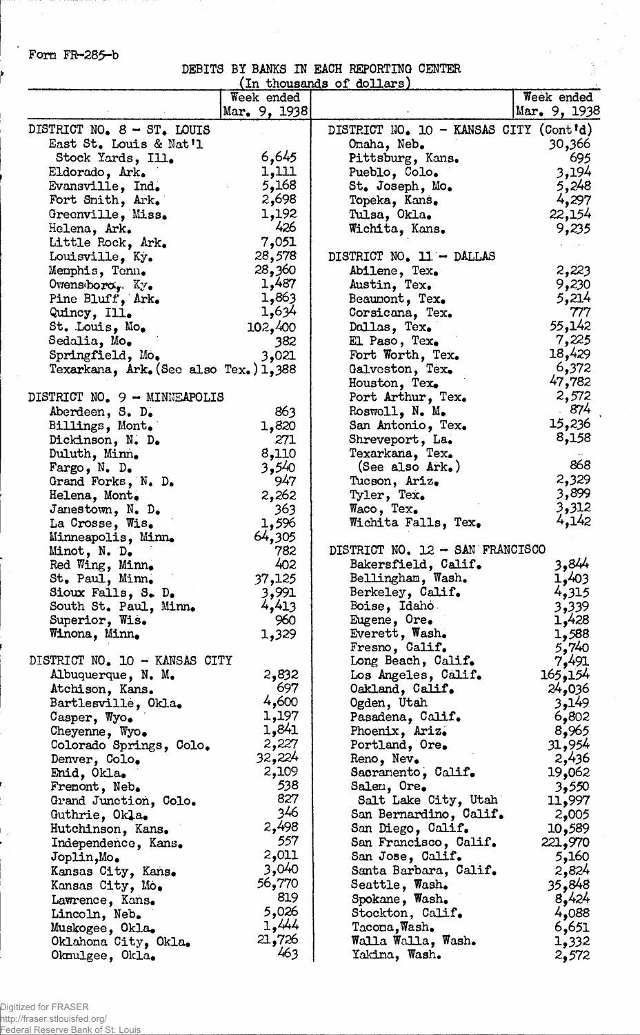Form FR-285-b

DEBITS BY BANKS IN EACH REPORTING CENTER

(In thousands of dollars)

| | Week ended Mar. 9, 1938 |
|---|---|
| **DISTRICT NO. 8 - ST. LOUIS** | |
| East St. Louis & Nat'l Stock Yards, Ill. | 6,645 |
| Eldorado, Ark. | 1,111 |
| Evansville, Ind. | 5,168 |
| Fort Smith, Ark. | 2,698 |
| Greenville, Miss. | 1,192 |
| Helena, Ark. | 426 |
| Little Rock, Ark. | 7,051 |
| Louisville, Ky. | 28,578 |
| Memphis, Tenn. | 28,360 |
| Owensboro, Ky. | 1,487 |
| Pine Bluff, Ark. | 1,863 |
| Quincy, Ill. | 1,634 |
| St. Louis, Mo. | 102,400 |
| Sedalia, Mo. | 382 |
| Springfield, Mo. | 3,021 |
| Texarkana, Ark. (See also Tex.) | 1,388 |
| **DISTRICT NO. 9 - MINNEAPOLIS** | |
| Aberdeen, S. D. | 863 |
| Billings, Mont. | 1,820 |
| Dickinson, N. D. | 271 |
| Duluth, Minn. | 8,110 |
| Fargo, N. D. | 3,540 |
| Grand Forks, N. D. | 947 |
| Helena, Mont. | 2,262 |
| Jamestown, N. D. | 363 |
| La Crosse, Wis. | 1,596 |
| Minneapolis, Minn. | 64,305 |
| Minot, N. D. | 782 |
| Red Wing, Minn. | 402 |
| St. Paul, Minn. | 37,125 |
| Sioux Falls, S. D. | 3,991 |
| South St. Paul, Minn. | 4,413 |
| Superior, Wis. | 960 |
| Winona, Minn. | 1,329 |
| **DISTRICT NO. 10 - KANSAS CITY** | |
| Albuquerque, N. M. | 2,832 |
| Atchison, Kans. | 697 |
| Bartlesville, Okla. | 4,600 |
| Casper, Wyo. | 1,197 |
| Cheyenne, Wyo. | 1,841 |
| Colorado Springs, Colo. | 2,227 |
| Denver, Colo. | 32,224 |
| Enid, Okla. | 2,109 |
| Fremont, Neb. | 538 |
| Grand Junction, Colo. | 827 |
| Guthrie, Okla. | 346 |
| Hutchinson, Kans. | 2,498 |
| Independence, Kans. | 557 |
| Joplin, Mo. | 2,011 |
| Kansas City, Kans. | 3,040 |
| Kansas City, Mo. | 56,770 |
| Lawrence, Kans. | 819 |
| Lincoln, Neb. | 5,026 |
| Muskogee, Okla. | 1,444 |
| Oklahoma City, Okla. | 21,726 |
| Okmulgee, Okla. | 463 |
| **DISTRICT NO. 10 - KANSAS CITY (Cont'd)** | |
| Omaha, Neb. | 30,366 |
| Pittsburg, Kans. | 695 |
| Pueblo, Colo. | 3,194 |
| St. Joseph, Mo. | 5,248 |
| Topeka, Kans. | 4,297 |
| Tulsa, Okla. | 22,154 |
| Wichita, Kans. | 9,235 |
| **DISTRICT NO. 11 - DALLAS** | |
| Abilene, Tex. | 2,223 |
| Austin, Tex. | 9,230 |
| Beaumont, Tex. | 5,214 |
| Corsicana, Tex. | 777 |
| Dallas, Tex. | 55,142 |
| El Paso, Tex. | 7,225 |
| Fort Worth, Tex. | 18,429 |
| Galveston, Tex. | 6,372 |
| Houston, Tex. | 47,782 |
| Port Arthur, Tex. | 2,572 |
| Roswell, N. M. | 874 |
| San Antonio, Tex. | 15,236 |
| Shreveport, La. | 8,158 |
| Texarkana, Tex. (See also Ark.) | 868 |
| Tucson, Ariz. | 2,329 |
| Tyler, Tex. | 3,899 |
| Waco, Tex. | 3,312 |
| Wichita Falls, Tex. | 4,142 |
| **DISTRICT NO. 12 - SAN FRANCISCO** | |
| Bakersfield, Calif. | 3,844 |
| Bellingham, Wash. | 1,403 |
| Berkeley, Calif. | 4,315 |
| Boise, Idaho | 3,339 |
| Eugene, Ore. | 1,428 |
| Everett, Wash. | 1,588 |
| Fresno, Calif. | 5,740 |
| Long Beach, Calif. | 7,491 |
| Los Angeles, Calif. | 165,154 |
| Oakland, Calif. | 24,036 |
| Ogden, Utah | 3,149 |
| Pasadena, Calif. | 6,802 |
| Phoenix, Ariz. | 8,965 |
| Portland, Ore. | 31,954 |
| Reno, Nev. | 2,436 |
| Sacramento, Calif. | 19,062 |
| Salem, Ore. | 3,550 |
| Salt Lake City, Utah | 11,997 |
| San Bernardino, Calif. | 2,005 |
| San Diego, Calif. | 10,589 |
| San Francisco, Calif. | 221,970 |
| San Jose, Calif. | 5,160 |
| Santa Barbara, Calif. | 2,824 |
| Seattle, Wash. | 35,848 |
| Spokane, Wash. | 8,424 |
| Stockton, Calif. | 4,088 |
| Tacoma, Wash. | 6,651 |
| Walla Walla, Wash. | 1,332 |
| Yakima, Wash. | 2,572 |